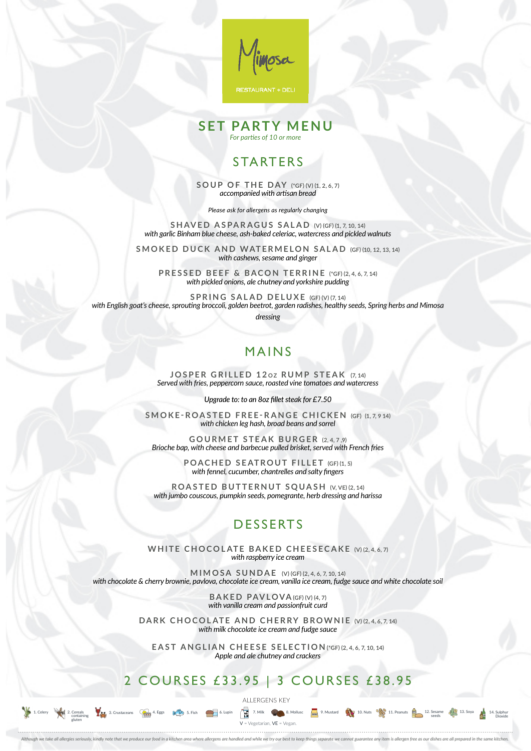Mimosa

RESTAURANT + DELI

# SET PARTY MENU

*For parties of 10 or more*

## STARTERS

**SOUP OF THE DAY** (*GF) (V) (1, 2, 6, 7)
*accompanied with artisan bread*

*Please ask for allergens as regularly changing*

**SHAVED ASPARAGUS SALAD** (V) (GF) (1, 7, 10, 14)
*with garlic Binham blue cheese, ash-baked celeriac, watercress and pickled walnuts*

**SMOKED DUCK AND WATERMELON SALAD** (GF) (10, 12, 13, 14)
*with cashews, sesame and ginger*

**PRESSED BEEF & BACON TERRINE** (*GF) (2, 4, 6, 7, 14)
*with pickled onions, ale chutney and yorkshire pudding*

**SPRING SALAD DELUXE** (GF) (V) (7, 14)
*with English goat's cheese, sprouting broccoli, golden beetrot, garden radishes, healthy seeds, Spring herbs and Mimosa dressing*

## MAINS

**JOSPER GRILLED 12oz RUMP STEAK** (7, 14)
*Served with fries, peppercorn sauce, roasted vine tomatoes and watercress*

*Upgrade to: to an 8oz fillet steak for £7.50*

**SMOKE-ROASTED FREE-RANGE CHICKEN** (GF) (1, 7, 9 14)
*with chicken leg hash, broad beans and sorrel*

**GOURMET STEAK BURGER** (2, 4, 7 ,9)
*Brioche bap, with cheese and barbecue pulled brisket, served with French fries*

**POACHED SEATROUT FILLET** (GF) (1, 5)
*with fennel, cucumber, chantrelles and salty fingers*

**ROASTED BUTTERNUT SQUASH** (V, VE) (2, 14)
*with jumbo couscous, pumpkin seeds, pomegrante, herb dressing and harissa*

## DESSERTS

**WHITE CHOCOLATE BAKED CHEESECAKE** (V) (2, 4, 6, 7)
*with raspberry ice cream*

**MIMOSA SUNDAE** (V) (GF) (2, 4, 6, 7, 10, 14)
*with chocolate & cherry brownie, pavlova, chocolate ice cream, vanilla ice cream, fudge sauce and white chocolate soil*

**BAKED PAVLOVA** (GF) (V) (4, 7)
*with vanilla cream and passionfruit curd*

**DARK CHOCOLATE AND CHERRY BROWNIE** (V) (2, 4, 6, 7, 14)
*with milk chocolate ice cream and fudge sauce*

**EAST ANGLIAN CHEESE SELECTION** (*GF) (2, 4, 6, 7, 10, 14)
*Apple and ale chutney and crackers*

## 2 COURSES £33.95 | 3 COURSES £38.95

ALLERGENS KEY

1. Celery 2. Cereals containing gluten 3. Crustaceans 4. Eggs 5. Fish 6. Lupin 7. Milk 8. Mollusc 9. Mustard 10. Nuts 11. Peanuts 12. Sesame seeds 13. Soya 14. Sulphur Dioxide

V = Vegetarian, VE = Vegan.

*Although we take all allergies seriously, kindly note that we produce our food in a kitchen area where allergens are handled and while we try our best to keep things separate we cannot guarantee any item is allergen free as our dishes are all prepared in the same kitchen.*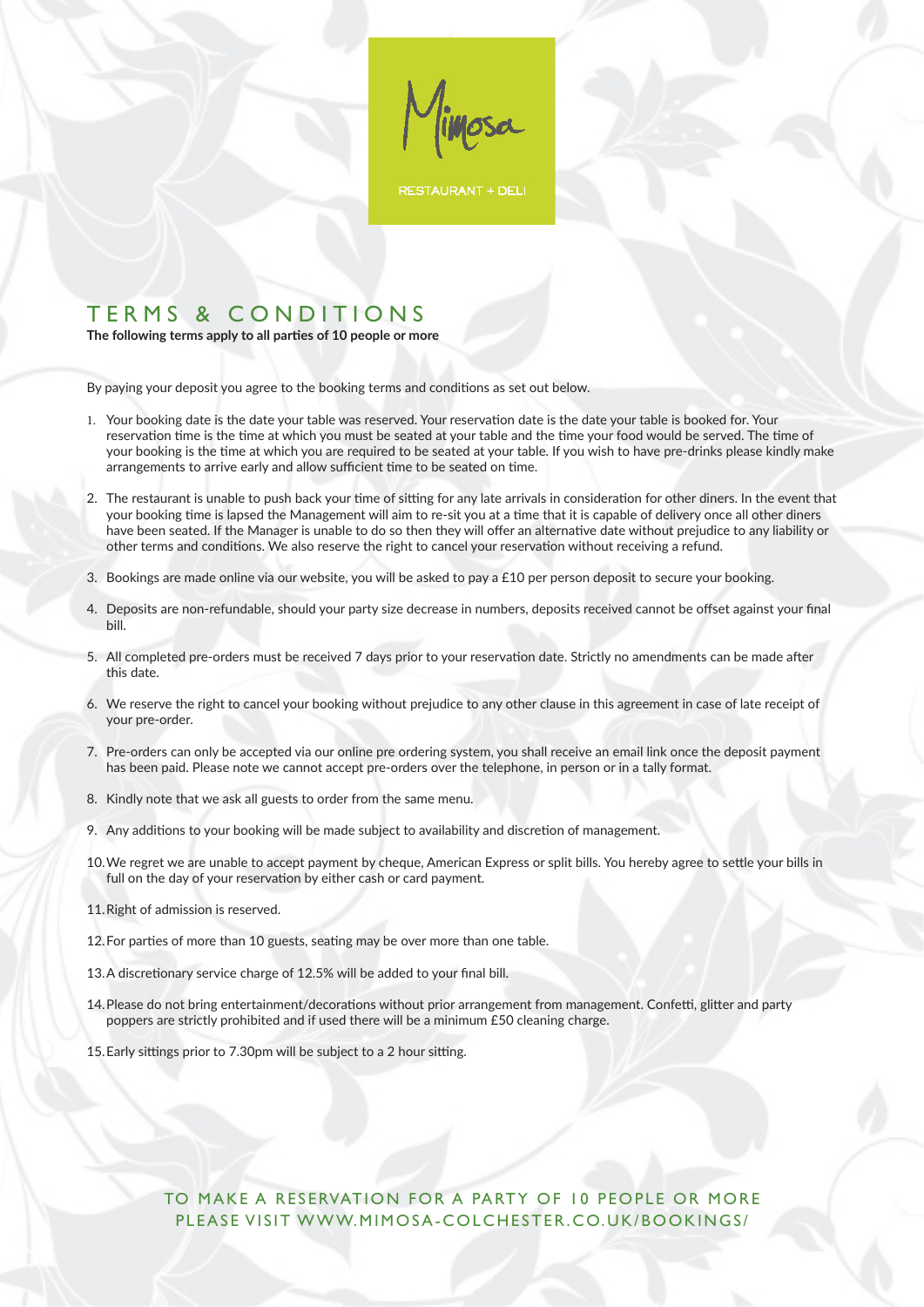Mimosa

RESTAURANT + DELI

# TERMS & CONDITIONS

**The following terms apply to all parties of 10 people or more**

By paying your deposit you agree to the booking terms and conditions as set out below.

1. Your booking date is the date your table was reserved. Your reservation date is the date your table is booked for. Your reservation time is the time at which you must be seated at your table and the time your food would be served. The time of your booking is the time at which you are required to be seated at your table. If you wish to have pre-drinks please kindly make arrangements to arrive early and allow sufficient time to be seated on time.
2. The restaurant is unable to push back your time of sitting for any late arrivals in consideration for other diners. In the event that your booking time is lapsed the Management will aim to re-sit you at a time that it is capable of delivery once all other diners have been seated. If the Manager is unable to do so then they will offer an alternative date without prejudice to any liability or other terms and conditions. We also reserve the right to cancel your reservation without receiving a refund.
3. Bookings are made online via our website, you will be asked to pay a £10 per person deposit to secure your booking.
4. Deposits are non-refundable, should your party size decrease in numbers, deposits received cannot be offset against your final bill.
5. All completed pre-orders must be received 7 days prior to your reservation date. Strictly no amendments can be made after this date.
6. We reserve the right to cancel your booking without prejudice to any other clause in this agreement in case of late receipt of your pre-order.
7. Pre-orders can only be accepted via our online pre ordering system, you shall receive an email link once the deposit payment has been paid. Please note we cannot accept pre-orders over the telephone, in person or in a tally format.
8. Kindly note that we ask all guests to order from the same menu.
9. Any additions to your booking will be made subject to availability and discretion of management.
10. We regret we are unable to accept payment by cheque, American Express or split bills. You hereby agree to settle your bills in full on the day of your reservation by either cash or card payment.
11. Right of admission is reserved.
12. For parties of more than 10 guests, seating may be over more than one table.
13. A discretionary service charge of 12.5% will be added to your final bill.
14. Please do not bring entertainment/decorations without prior arrangement from management. Confetti, glitter and party poppers are strictly prohibited and if used there will be a minimum £50 cleaning charge.
15. Early sittings prior to 7.30pm will be subject to a 2 hour sitting.

TO MAKE A RESERVATION FOR A PARTY OF 10 PEOPLE OR MORE
PLEASE VISIT WWW.MIMOSA-COLCHESTER.CO.UK/BOOKINGS/